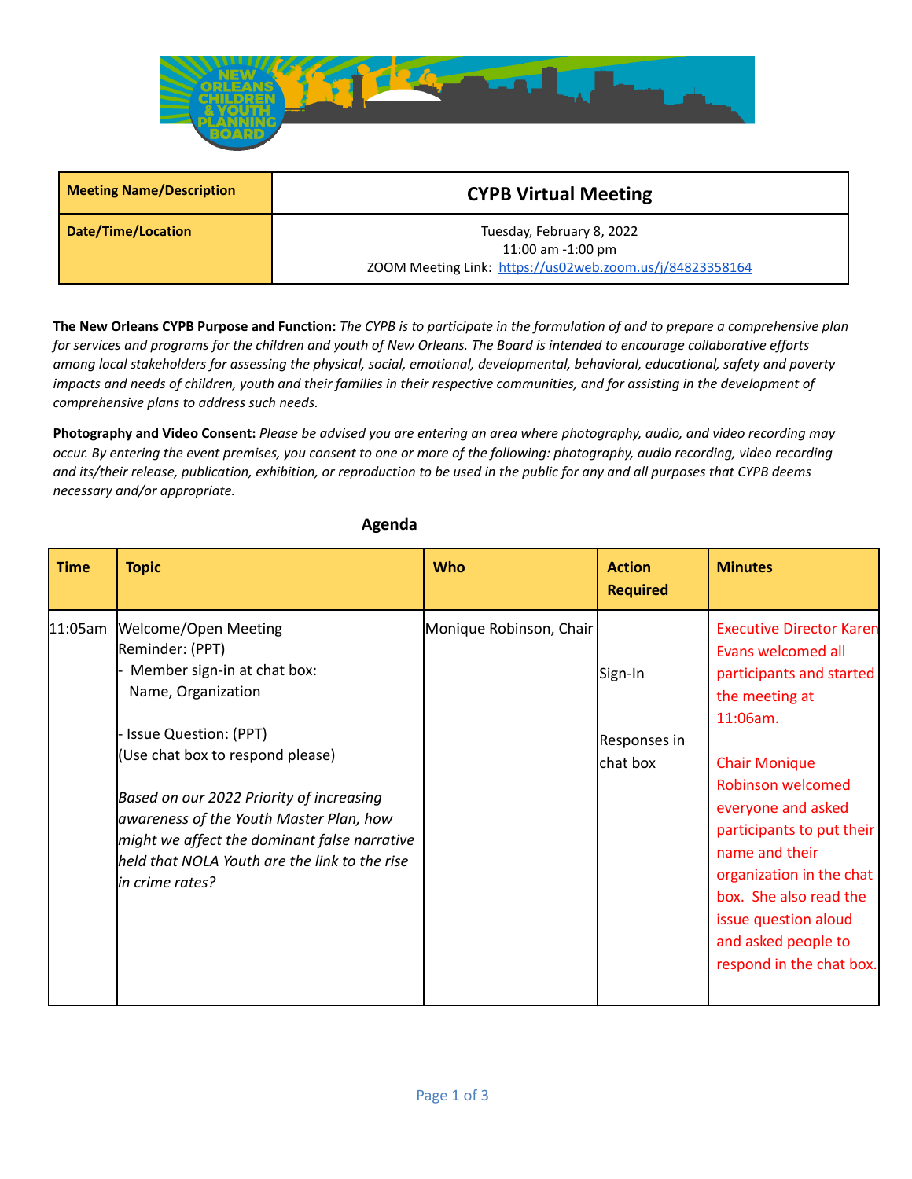| Meeting Name/Description | CYPB Virtual Meeting |
|---|---|
| Date/Time/Location | Tuesday, February 8, 2022<br>11:00 am -1:00 pm<br>ZOOM Meeting Link: https://us02web.zoom.us/j/84823358164 |

**The New Orleans CYPB Purpose and Function:** *The CYPB is to participate in the formulation of and to prepare a comprehensive plan for services and programs for the children and youth of New Orleans. The Board is intended to encourage collaborative efforts among local stakeholders for assessing the physical, social, emotional, developmental, behavioral, educational, safety and poverty impacts and needs of children, youth and their families in their respective communities, and for assisting in the development of comprehensive plans to address such needs.*

**Photography and Video Consent:** *Please be advised you are entering an area where photography, audio, and video recording may occur. By entering the event premises, you consent to one or more of the following: photography, audio recording, video recording and its/their release, publication, exhibition, or reproduction to be used in the public for any and all purposes that CYPB deems necessary and/or appropriate.*

## Agenda

| Time | Topic | Who | Action Required | Minutes |
|---|---|---|---|---|
| 11:05am | Welcome/Open Meeting<br>Reminder: (PPT)<br>- Member sign-in at chat box: Name, Organization<br><br>- Issue Question: (PPT)<br>(Use chat box to respond please)<br><br>*Based on our 2022 Priority of increasing awareness of the Youth Master Plan, how might we affect the dominant false narrative held that NOLA Youth are the link to the rise in crime rates?* | Monique Robinson, Chair | Sign-In<br><br>Responses in chat box | Executive Director Karen Evans welcomed all participants and started the meeting at 11:06am.<br><br>Chair Monique Robinson welcomed everyone and asked participants to put their name and their organization in the chat box. She also read the issue question aloud and asked people to respond in the chat box. |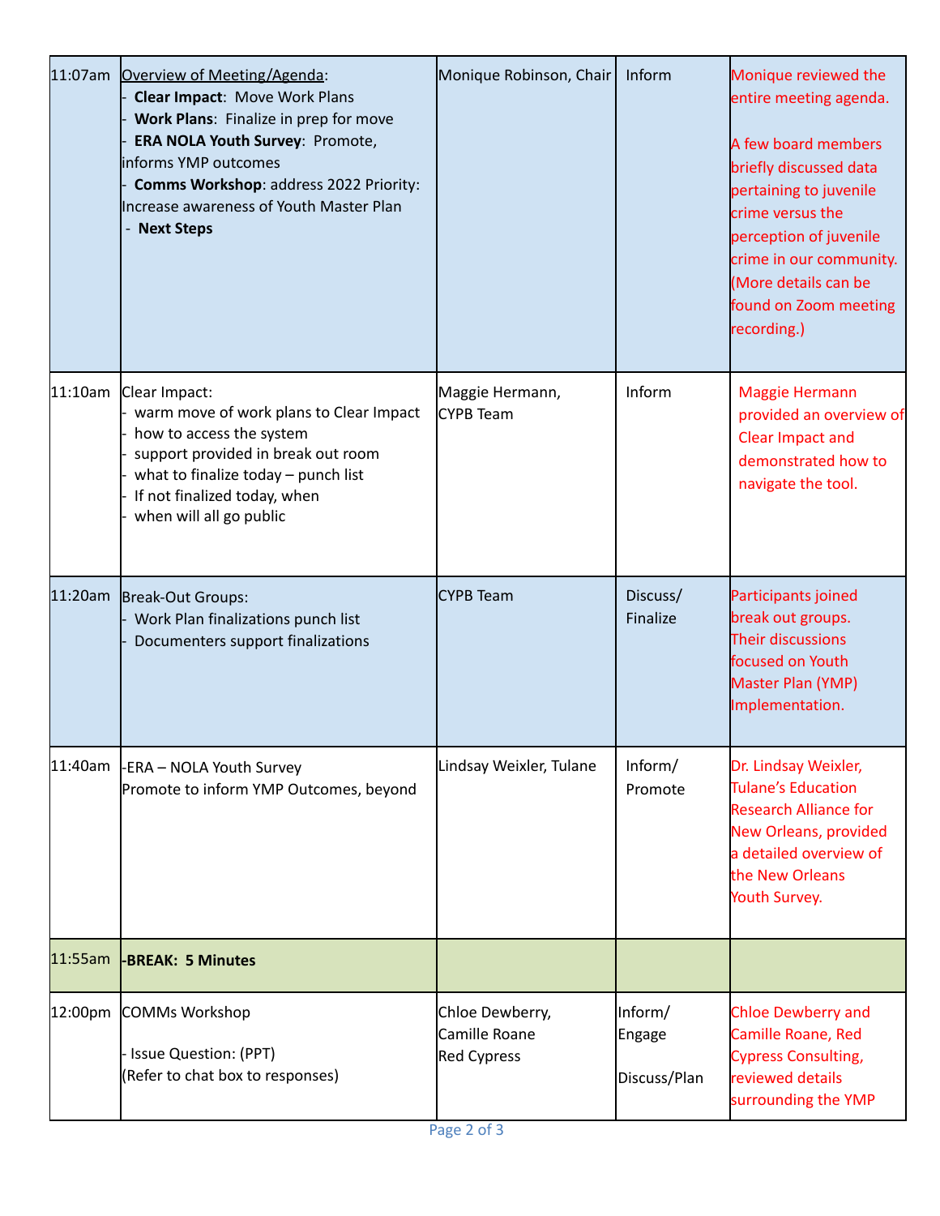| | | | | |
|---|---|---|---|---|
| 11:07am | <u>Overview of Meeting/Agenda</u>:<br>- **Clear Impact**: Move Work Plans<br>- **Work Plans**: Finalize in prep for move<br>- **ERA NOLA Youth Survey**: Promote, informs YMP outcomes<br>- **Comms Workshop**: address 2022 Priority: Increase awareness of Youth Master Plan<br>- **Next Steps** | Monique Robinson, Chair | Inform | Monique reviewed the entire meeting agenda.<br><br>A few board members briefly discussed data pertaining to juvenile crime versus the perception of juvenile crime in our community. (More details can be found on Zoom meeting recording.) |
| 11:10am | Clear Impact:<br>- warm move of work plans to Clear Impact<br>- how to access the system<br>- support provided in break out room<br>- what to finalize today – punch list<br>- If not finalized today, when<br>- when will all go public | Maggie Hermann, CYPB Team | Inform | Maggie Hermann provided an overview of Clear Impact and demonstrated how to navigate the tool. |
| 11:20am | Break-Out Groups:<br>- Work Plan finalizations punch list<br>- Documenters support finalizations | CYPB Team | Discuss/ Finalize | Participants joined break out groups. Their discussions focused on Youth Master Plan (YMP) Implementation. |
| 11:40am | -ERA – NOLA Youth Survey<br>Promote to inform YMP Outcomes, beyond | Lindsay Weixler, Tulane | Inform/ Promote | Dr. Lindsay Weixler, Tulane's Education Research Alliance for New Orleans, provided a detailed overview of the New Orleans Youth Survey. |
| 11:55am | **-BREAK: 5 Minutes** | | | |
| 12:00pm | COMMs Workshop<br><br>- Issue Question: (PPT)<br>(Refer to chat box to responses) | Chloe Dewberry, Camille Roane Red Cypress | Inform/ Engage<br><br>Discuss/Plan | Chloe Dewberry and Camille Roane, Red Cypress Consulting, reviewed details surrounding the YMP |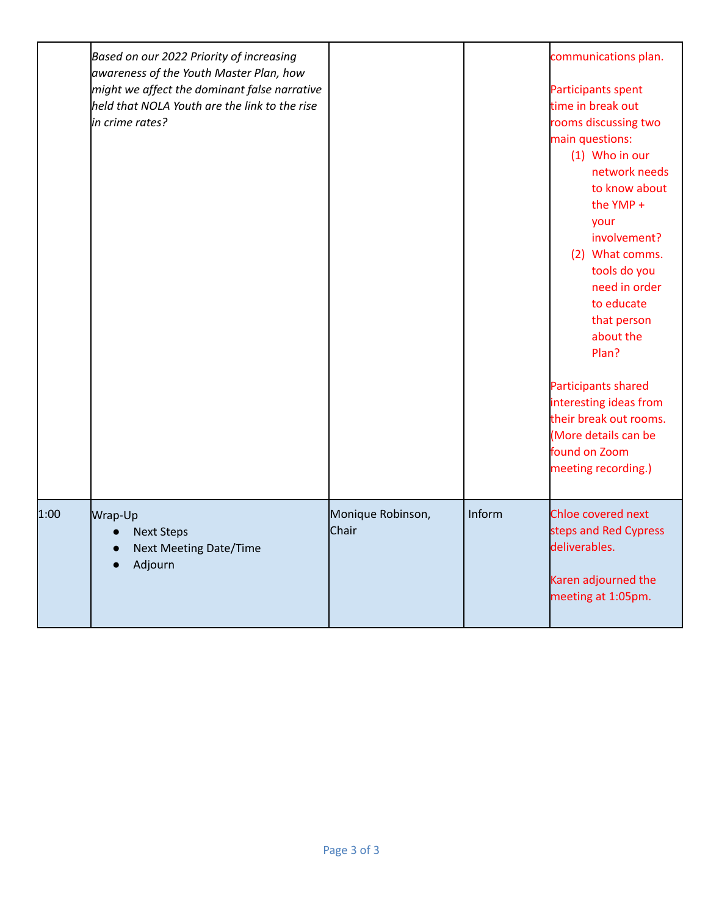| | | | | |
|---|---|---|---|---|
| | *Based on our 2022 Priority of increasing awareness of the Youth Master Plan, how might we affect the dominant false narrative held that NOLA Youth are the link to the rise in crime rates?* | | | communications plan.<br><br>Participants spent time in break out rooms discussing two main questions:<br>(1) Who in our network needs to know about the YMP + your involvement?<br>(2) What comms. tools do you need in order to educate that person about the Plan?<br><br>Participants shared interesting ideas from their break out rooms. (More details can be found on Zoom meeting recording.) |
| 1:00 | Wrap-Up<br>● Next Steps<br>● Next Meeting Date/Time<br>● Adjourn | Monique Robinson, Chair | Inform | Chloe covered next steps and Red Cypress deliverables.<br><br>Karen adjourned the meeting at 1:05pm. |